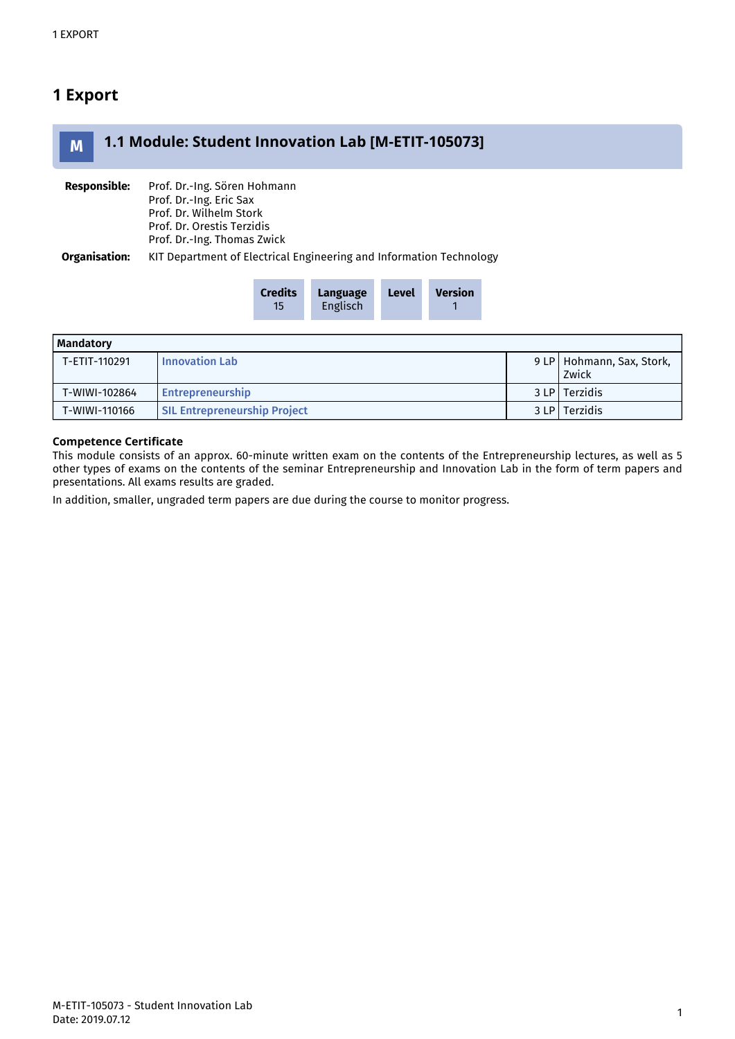# 1 Export

## 1.1 Module: Student Innovation Lab [M-ETIT-105073]

**Responsible:** Prof. Dr.-Ing. Sören Hohmann
Prof. Dr.-Ing. Eric Sax
Prof. Dr. Wilhelm Stork
Prof. Dr. Orestis Terzidis
Prof. Dr.-Ing. Thomas Zwick

**Organisation:** KIT Department of Electrical Engineering and Information Technology

| Credits | Language | Level | Version |
|---|---|---|---|
| 15 | Englisch | | 1 |

| Mandatory | | | |
|---|---|---|---|
| T-ETIT-110291 | Innovation Lab | 9 LP | Hohmann, Sax, Stork, Zwick |
| T-WIWI-102864 | Entrepreneurship | 3 LP | Terzidis |
| T-WIWI-110166 | SIL Entrepreneurship Project | 3 LP | Terzidis |

**Competence Certificate**

This module consists of an approx. 60-minute written exam on the contents of the Entrepreneurship lectures, as well as 5 other types of exams on the contents of the seminar Entrepreneurship and Innovation Lab in the form of term papers and presentations. All exams results are graded.

In addition, smaller, ungraded term papers are due during the course to monitor progress.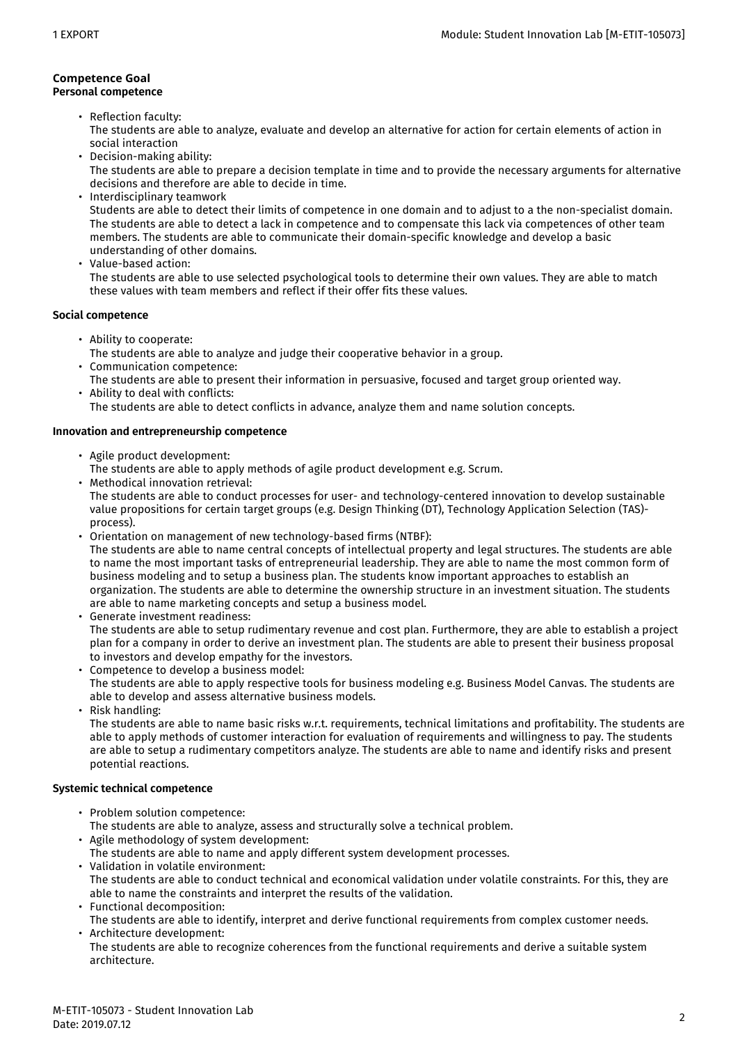### Competence Goal

**Personal competence**

- Reflection faculty:
  The students are able to analyze, evaluate and develop an alternative for action for certain elements of action in social interaction
- Decision-making ability:
  The students are able to prepare a decision template in time and to provide the necessary arguments for alternative decisions and therefore are able to decide in time.
- Interdisciplinary teamwork
  Students are able to detect their limits of competence in one domain and to adjust to a the non-specialist domain. The students are able to detect a lack in competence and to compensate this lack via competences of other team members. The students are able to communicate their domain-specific knowledge and develop a basic understanding of other domains.
- Value-based action:
  The students are able to use selected psychological tools to determine their own values. They are able to match these values with team members and reflect if their offer fits these values.

**Social competence**

- Ability to cooperate:
  The students are able to analyze and judge their cooperative behavior in a group.
- Communication competence:
  The students are able to present their information in persuasive, focused and target group oriented way.
- Ability to deal with conflicts:
  The students are able to detect conflicts in advance, analyze them and name solution concepts.

**Innovation and entrepreneurship competence**

- Agile product development:
  The students are able to apply methods of agile product development e.g. Scrum.
- Methodical innovation retrieval:
  The students are able to conduct processes for user- and technology-centered innovation to develop sustainable value propositions for certain target groups (e.g. Design Thinking (DT), Technology Application Selection (TAS)-process).
- Orientation on management of new technology-based firms (NTBF):
  The students are able to name central concepts of intellectual property and legal structures. The students are able to name the most important tasks of entrepreneurial leadership. They are able to name the most common form of business modeling and to setup a business plan. The students know important approaches to establish an organization. The students are able to determine the ownership structure in an investment situation. The students are able to name marketing concepts and setup a business model.
- Generate investment readiness:
  The students are able to setup rudimentary revenue and cost plan. Furthermore, they are able to establish a project plan for a company in order to derive an investment plan. The students are able to present their business proposal to investors and develop empathy for the investors.
- Competence to develop a business model:
  The students are able to apply respective tools for business modeling e.g. Business Model Canvas. The students are able to develop and assess alternative business models.
- Risk handling:
  The students are able to name basic risks w.r.t. requirements, technical limitations and profitability. The students are able to apply methods of customer interaction for evaluation of requirements and willingness to pay. The students are able to setup a rudimentary competitors analyze. The students are able to name and identify risks and present potential reactions.

**Systemic technical competence**

- Problem solution competence:
  The students are able to analyze, assess and structurally solve a technical problem.
- Agile methodology of system development:
  The students are able to name and apply different system development processes.
- Validation in volatile environment:
  The students are able to conduct technical and economical validation under volatile constraints. For this, they are able to name the constraints and interpret the results of the validation.
- Functional decomposition:
  The students are able to identify, interpret and derive functional requirements from complex customer needs.
- Architecture development:
  The students are able to recognize coherences from the functional requirements and derive a suitable system architecture.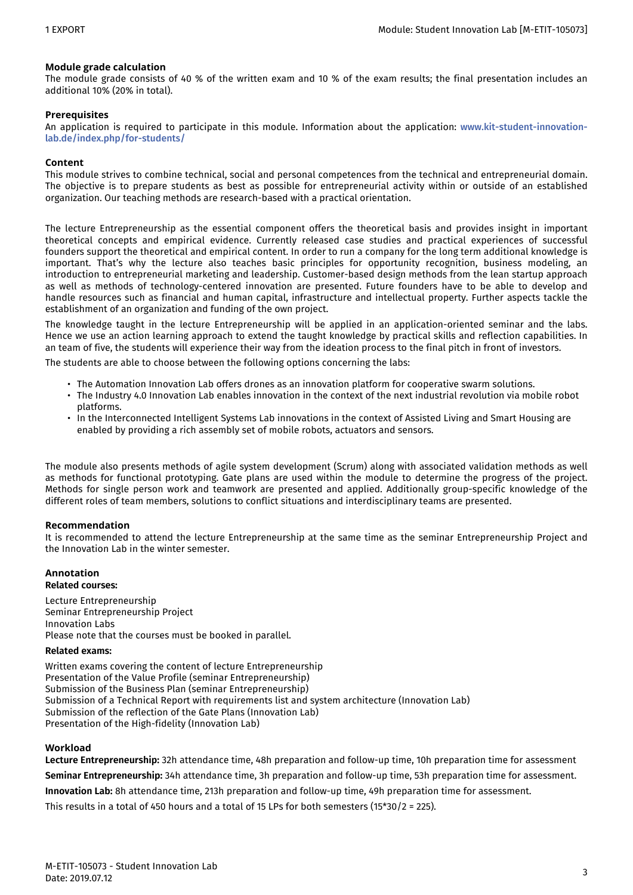### Module grade calculation

The module grade consists of 40 % of the written exam and 10 % of the exam results; the final presentation includes an additional 10% (20% in total).

### Prerequisites

An application is required to participate in this module. Information about the application: **www.kit-student-innovation-lab.de/index.php/for-students/**

### Content

This module strives to combine technical, social and personal competences from the technical and entrepreneurial domain. The objective is to prepare students as best as possible for entrepreneurial activity within or outside of an established organization. Our teaching methods are research-based with a practical orientation.

The lecture Entrepreneurship as the essential component offers the theoretical basis and provides insight in important theoretical concepts and empirical evidence. Currently released case studies and practical experiences of successful founders support the theoretical and empirical content. In order to run a company for the long term additional knowledge is important. That's why the lecture also teaches basic principles for opportunity recognition, business modeling, an introduction to entrepreneurial marketing and leadership. Customer-based design methods from the lean startup approach as well as methods of technology-centered innovation are presented. Future founders have to be able to develop and handle resources such as financial and human capital, infrastructure and intellectual property. Further aspects tackle the establishment of an organization and funding of the own project.

The knowledge taught in the lecture Entrepreneurship will be applied in an application-oriented seminar and the labs. Hence we use an action learning approach to extend the taught knowledge by practical skills and reflection capabilities. In an team of five, the students will experience their way from the ideation process to the final pitch in front of investors.

The students are able to choose between the following options concerning the labs:

- The Automation Innovation Lab offers drones as an innovation platform for cooperative swarm solutions.
- The Industry 4.0 Innovation Lab enables innovation in the context of the next industrial revolution via mobile robot platforms.
- In the Interconnected Intelligent Systems Lab innovations in the context of Assisted Living and Smart Housing are enabled by providing a rich assembly set of mobile robots, actuators and sensors.

The module also presents methods of agile system development (Scrum) along with associated validation methods as well as methods for functional prototyping. Gate plans are used within the module to determine the progress of the project. Methods for single person work and teamwork are presented and applied. Additionally group-specific knowledge of the different roles of team members, solutions to conflict situations and interdisciplinary teams are presented.

### Recommendation

It is recommended to attend the lecture Entrepreneurship at the same time as the seminar Entrepreneurship Project and the Innovation Lab in the winter semester.

### Annotation

**Related courses:**

Lecture Entrepreneurship
Seminar Entrepreneurship Project
Innovation Labs
Please note that the courses must be booked in parallel.

**Related exams:**

Written exams covering the content of lecture Entrepreneurship
Presentation of the Value Profile (seminar Entrepreneurship)
Submission of the Business Plan (seminar Entrepreneurship)
Submission of a Technical Report with requirements list and system architecture (Innovation Lab)
Submission of the reflection of the Gate Plans (Innovation Lab)
Presentation of the High-fidelity (Innovation Lab)

### Workload

**Lecture Entrepreneurship:** 32h attendance time, 48h preparation and follow-up time, 10h preparation time for assessment

**Seminar Entrepreneurship:** 34h attendance time, 3h preparation and follow-up time, 53h preparation time for assessment.

**Innovation Lab:** 8h attendance time, 213h preparation and follow-up time, 49h preparation time for assessment.

This results in a total of 450 hours and a total of 15 LPs for both semesters (15*30/2 = 225).